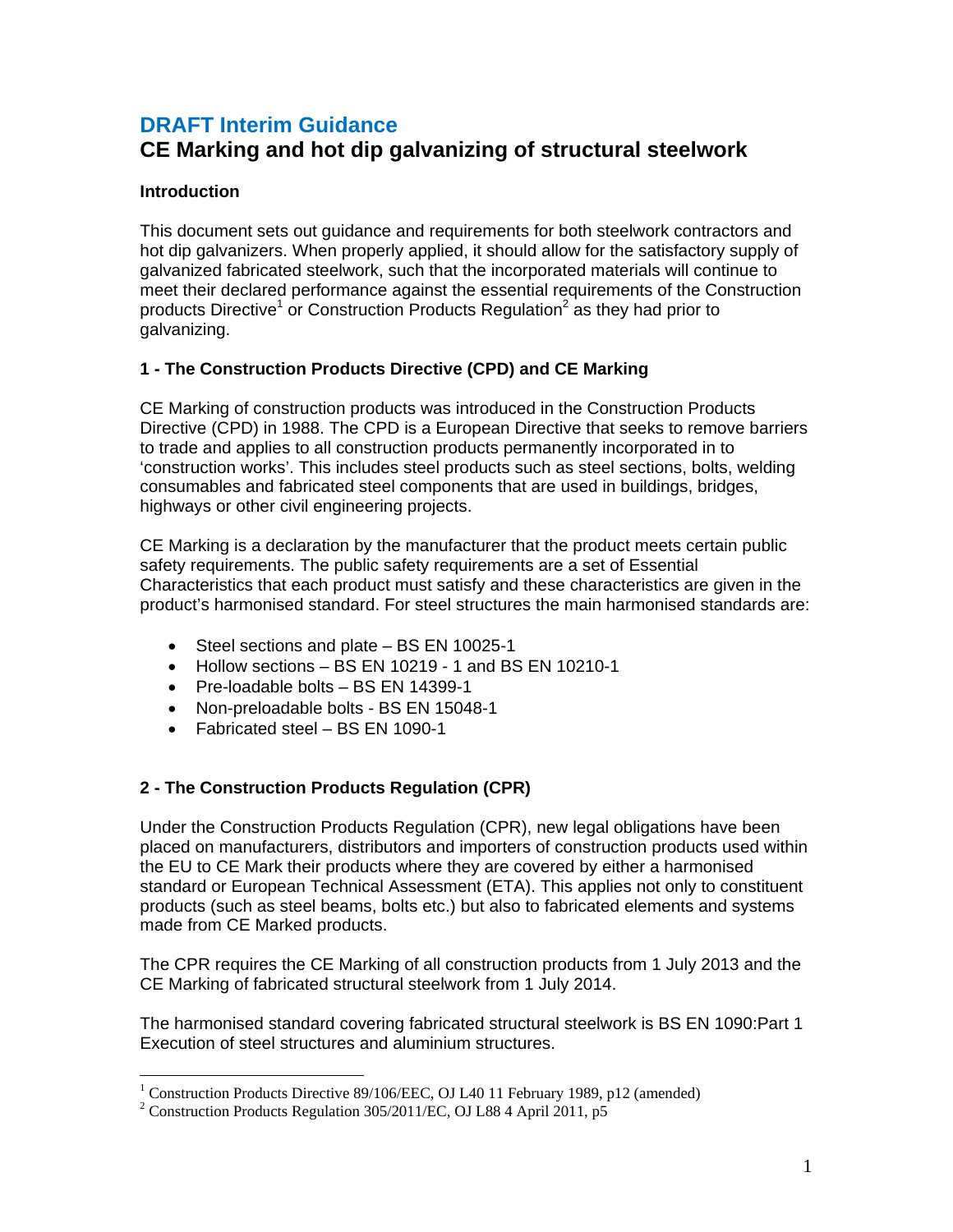# DRAFT Interim Guidance

## CE Marking and hot dip galvanizing of structural steelwork

### Introduction

This document sets out guidance and requirements for both steelwork contractors and hot dip galvanizers. When properly applied, it should allow for the satisfactory supply of galvanized fabricated steelwork, such that the incorporated materials will continue to meet their declared performance against the essential requirements of the Construction products Directive[1] or Construction Products Regulation[2] as they had prior to galvanizing.

### 1 - The Construction Products Directive (CPD) and CE Marking

CE Marking of construction products was introduced in the Construction Products Directive (CPD) in 1988. The CPD is a European Directive that seeks to remove barriers to trade and applies to all construction products permanently incorporated in to 'construction works'. This includes steel products such as steel sections, bolts, welding consumables and fabricated steel components that are used in buildings, bridges, highways or other civil engineering projects.

CE Marking is a declaration by the manufacturer that the product meets certain public safety requirements. The public safety requirements are a set of Essential Characteristics that each product must satisfy and these characteristics are given in the product's harmonised standard. For steel structures the main harmonised standards are:

- Steel sections and plate – BS EN 10025-1
- Hollow sections – BS EN 10219 - 1 and BS EN 10210-1
- Pre-loadable bolts – BS EN 14399-1
- Non-preloadable bolts - BS EN 15048-1
- Fabricated steel – BS EN 1090-1

### 2 - The Construction Products Regulation (CPR)

Under the Construction Products Regulation (CPR), new legal obligations have been placed on manufacturers, distributors and importers of construction products used within the EU to CE Mark their products where they are covered by either a harmonised standard or European Technical Assessment (ETA). This applies not only to constituent products (such as steel beams, bolts etc.) but also to fabricated elements and systems made from CE Marked products.

The CPR requires the CE Marking of all construction products from 1 July 2013 and the CE Marking of fabricated structural steelwork from 1 July 2014.

The harmonised standard covering fabricated structural steelwork is BS EN 1090:Part 1 Execution of steel structures and aluminium structures.

---

[1] Construction Products Directive 89/106/EEC, OJ L40 11 February 1989, p12 (amended)

[2] Construction Products Regulation 305/2011/EC, OJ L88 4 April 2011, p5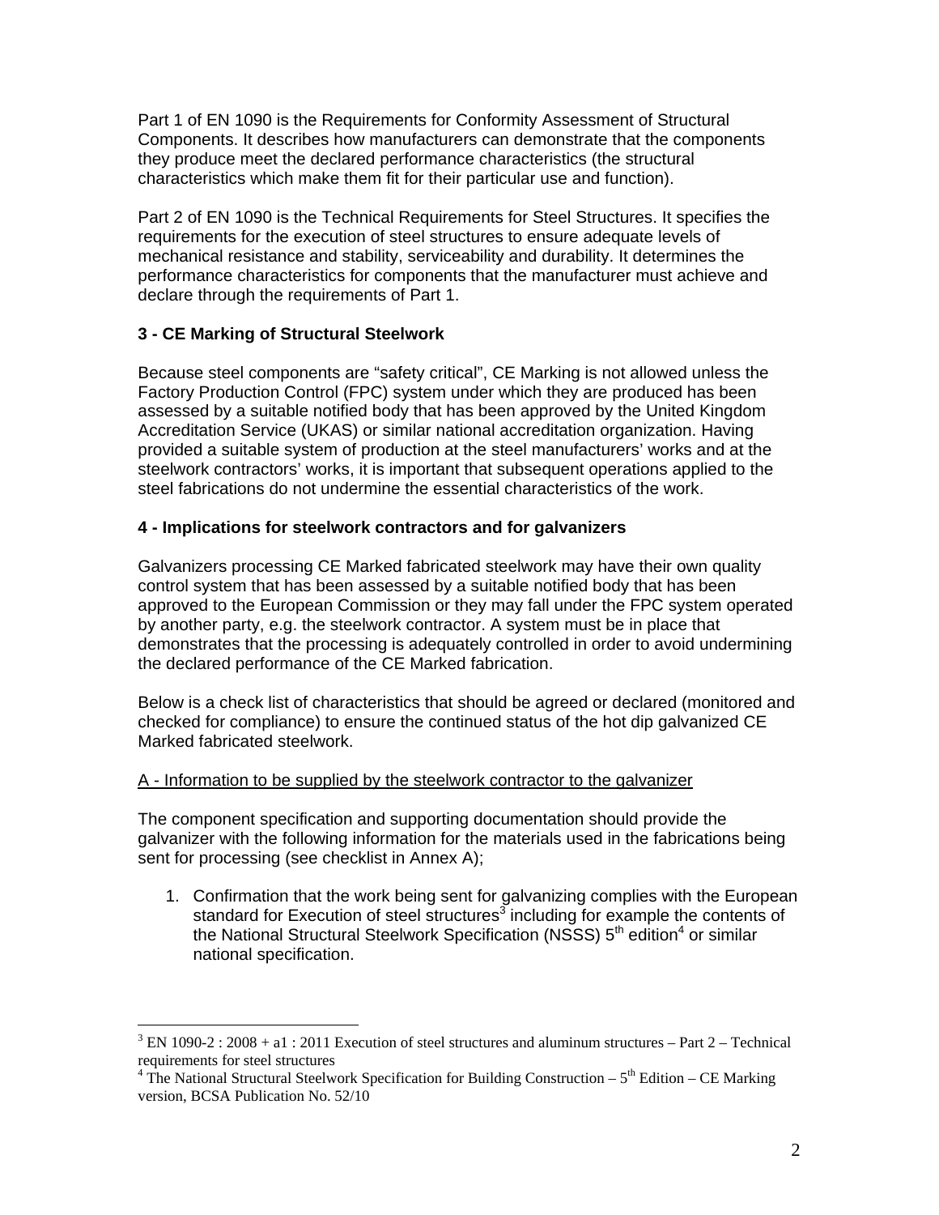Part 1 of EN 1090 is the Requirements for Conformity Assessment of Structural Components. It describes how manufacturers can demonstrate that the components they produce meet the declared performance characteristics (the structural characteristics which make them fit for their particular use and function).

Part 2 of EN 1090 is the Technical Requirements for Steel Structures. It specifies the requirements for the execution of steel structures to ensure adequate levels of mechanical resistance and stability, serviceability and durability. It determines the performance characteristics for components that the manufacturer must achieve and declare through the requirements of Part 1.

**3 - CE Marking of Structural Steelwork**

Because steel components are "safety critical", CE Marking is not allowed unless the Factory Production Control (FPC) system under which they are produced has been assessed by a suitable notified body that has been approved by the United Kingdom Accreditation Service (UKAS) or similar national accreditation organization. Having provided a suitable system of production at the steel manufacturers' works and at the steelwork contractors' works, it is important that subsequent operations applied to the steel fabrications do not undermine the essential characteristics of the work.

**4 - Implications for steelwork contractors and for galvanizers**

Galvanizers processing CE Marked fabricated steelwork may have their own quality control system that has been assessed by a suitable notified body that has been approved to the European Commission or they may fall under the FPC system operated by another party, e.g. the steelwork contractor. A system must be in place that demonstrates that the processing is adequately controlled in order to avoid undermining the declared performance of the CE Marked fabrication.

Below is a check list of characteristics that should be agreed or declared (monitored and checked for compliance) to ensure the continued status of the hot dip galvanized CE Marked fabricated steelwork.

A - Information to be supplied by the steelwork contractor to the galvanizer

The component specification and supporting documentation should provide the galvanizer with the following information for the materials used in the fabrications being sent for processing (see checklist in Annex A);

1. Confirmation that the work being sent for galvanizing complies with the European standard for Execution of steel structures[3] including for example the contents of the National Structural Steelwork Specification (NSSS) 5th edition[4] or similar national specification.

---

[3] EN 1090-2 : 2008 + a1 : 2011 Execution of steel structures and aluminum structures – Part 2 – Technical requirements for steel structures

[4] The National Structural Steelwork Specification for Building Construction – 5th Edition – CE Marking version, BCSA Publication No. 52/10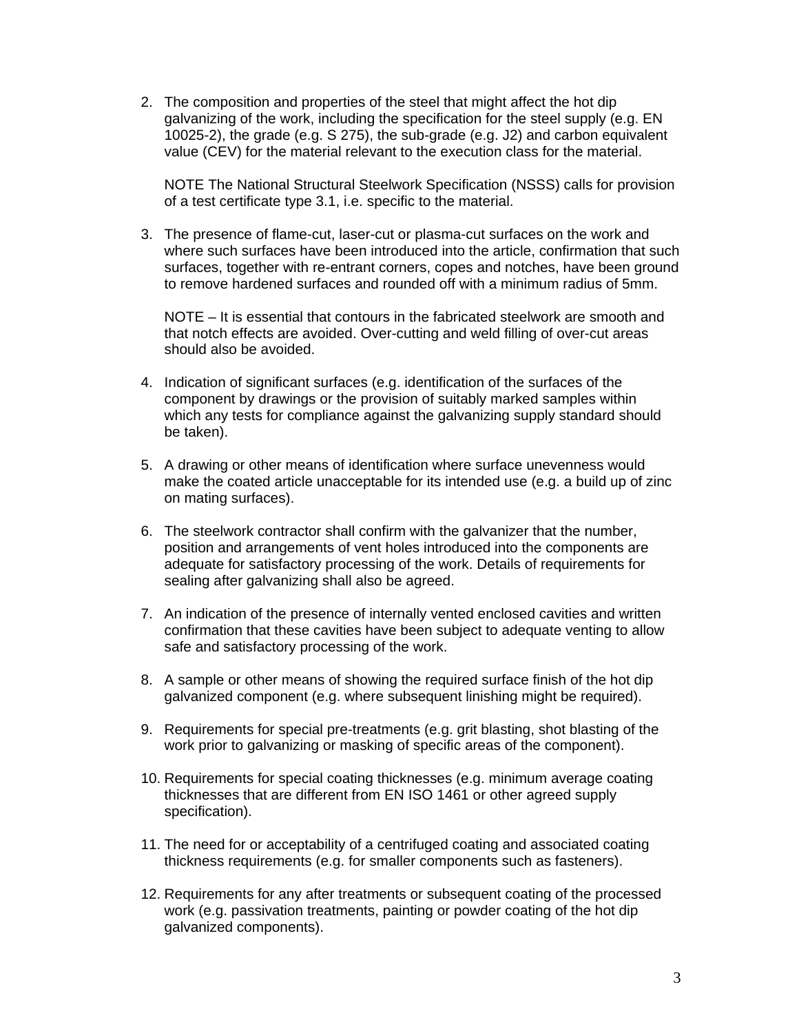2. The composition and properties of the steel that might affect the hot dip galvanizing of the work, including the specification for the steel supply (e.g. EN 10025-2), the grade (e.g. S 275), the sub-grade (e.g. J2) and carbon equivalent value (CEV) for the material relevant to the execution class for the material.

   NOTE The National Structural Steelwork Specification (NSSS) calls for provision of a test certificate type 3.1, i.e. specific to the material.

3. The presence of flame-cut, laser-cut or plasma-cut surfaces on the work and where such surfaces have been introduced into the article, confirmation that such surfaces, together with re-entrant corners, copes and notches, have been ground to remove hardened surfaces and rounded off with a minimum radius of 5mm.

   NOTE – It is essential that contours in the fabricated steelwork are smooth and that notch effects are avoided. Over-cutting and weld filling of over-cut areas should also be avoided.

4. Indication of significant surfaces (e.g. identification of the surfaces of the component by drawings or the provision of suitably marked samples within which any tests for compliance against the galvanizing supply standard should be taken).

5. A drawing or other means of identification where surface unevenness would make the coated article unacceptable for its intended use (e.g. a build up of zinc on mating surfaces).

6. The steelwork contractor shall confirm with the galvanizer that the number, position and arrangements of vent holes introduced into the components are adequate for satisfactory processing of the work. Details of requirements for sealing after galvanizing shall also be agreed.

7. An indication of the presence of internally vented enclosed cavities and written confirmation that these cavities have been subject to adequate venting to allow safe and satisfactory processing of the work.

8. A sample or other means of showing the required surface finish of the hot dip galvanized component (e.g. where subsequent linishing might be required).

9. Requirements for special pre-treatments (e.g. grit blasting, shot blasting of the work prior to galvanizing or masking of specific areas of the component).

10. Requirements for special coating thicknesses (e.g. minimum average coating thicknesses that are different from EN ISO 1461 or other agreed supply specification).

11. The need for or acceptability of a centrifuged coating and associated coating thickness requirements (e.g. for smaller components such as fasteners).

12. Requirements for any after treatments or subsequent coating of the processed work (e.g. passivation treatments, painting or powder coating of the hot dip galvanized components).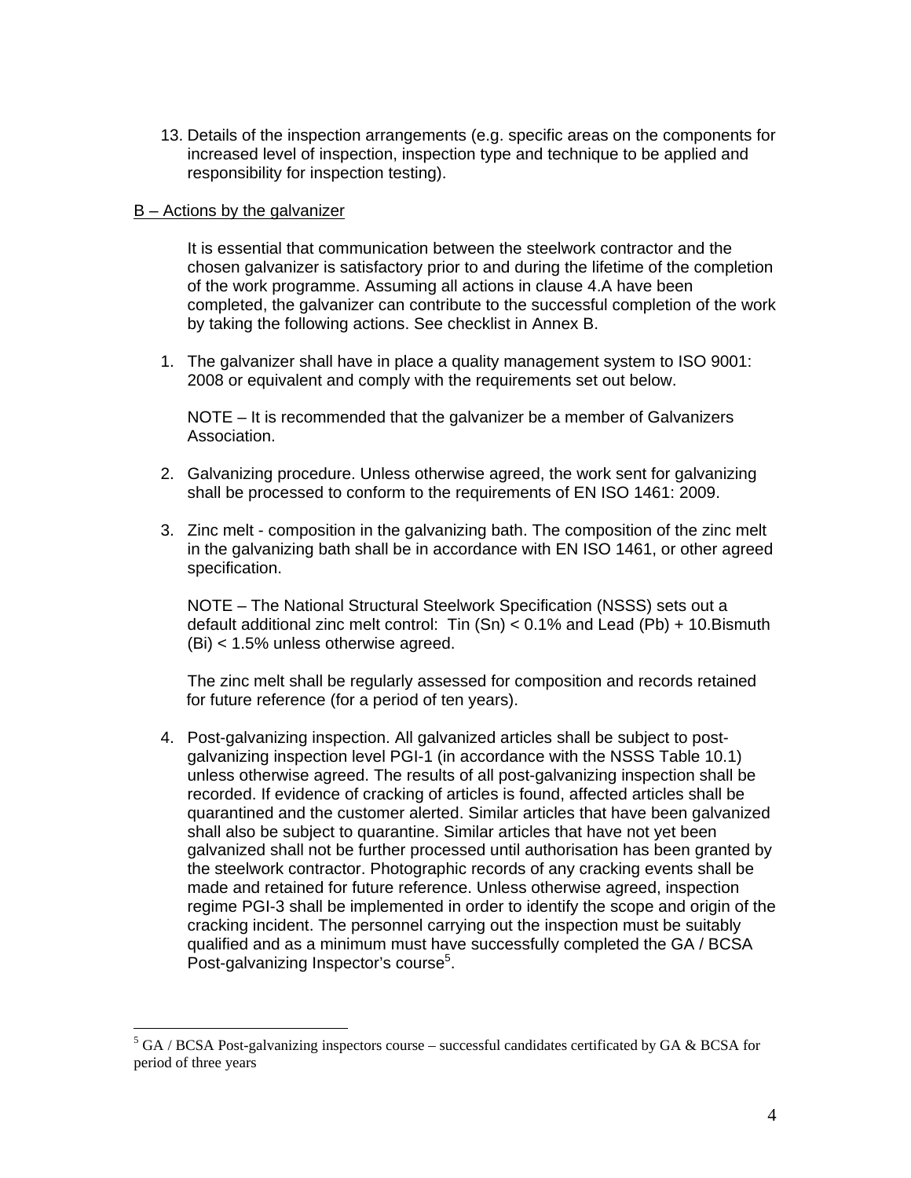13. Details of the inspection arrangements (e.g. specific areas on the components for increased level of inspection, inspection type and technique to be applied and responsibility for inspection testing).

B – Actions by the galvanizer

It is essential that communication between the steelwork contractor and the chosen galvanizer is satisfactory prior to and during the lifetime of the completion of the work programme. Assuming all actions in clause 4.A have been completed, the galvanizer can contribute to the successful completion of the work by taking the following actions. See checklist in Annex B.

1. The galvanizer shall have in place a quality management system to ISO 9001: 2008 or equivalent and comply with the requirements set out below.

   NOTE – It is recommended that the galvanizer be a member of Galvanizers Association.

2. Galvanizing procedure. Unless otherwise agreed, the work sent for galvanizing shall be processed to conform to the requirements of EN ISO 1461: 2009.

3. Zinc melt - composition in the galvanizing bath. The composition of the zinc melt in the galvanizing bath shall be in accordance with EN ISO 1461, or other agreed specification.

   NOTE – The National Structural Steelwork Specification (NSSS) sets out a default additional zinc melt control: Tin (Sn) < 0.1% and Lead (Pb) + 10.Bismuth (Bi) < 1.5% unless otherwise agreed.

   The zinc melt shall be regularly assessed for composition and records retained for future reference (for a period of ten years).

4. Post-galvanizing inspection. All galvanized articles shall be subject to post-galvanizing inspection level PGI-1 (in accordance with the NSSS Table 10.1) unless otherwise agreed. The results of all post-galvanizing inspection shall be recorded. If evidence of cracking of articles is found, affected articles shall be quarantined and the customer alerted. Similar articles that have been galvanized shall also be subject to quarantine. Similar articles that have not yet been galvanized shall not be further processed until authorisation has been granted by the steelwork contractor. Photographic records of any cracking events shall be made and retained for future reference. Unless otherwise agreed, inspection regime PGI-3 shall be implemented in order to identify the scope and origin of the cracking incident. The personnel carrying out the inspection must be suitably qualified and as a minimum must have successfully completed the GA / BCSA Post-galvanizing Inspector's course[5].

[5] GA / BCSA Post-galvanizing inspectors course – successful candidates certificated by GA & BCSA for period of three years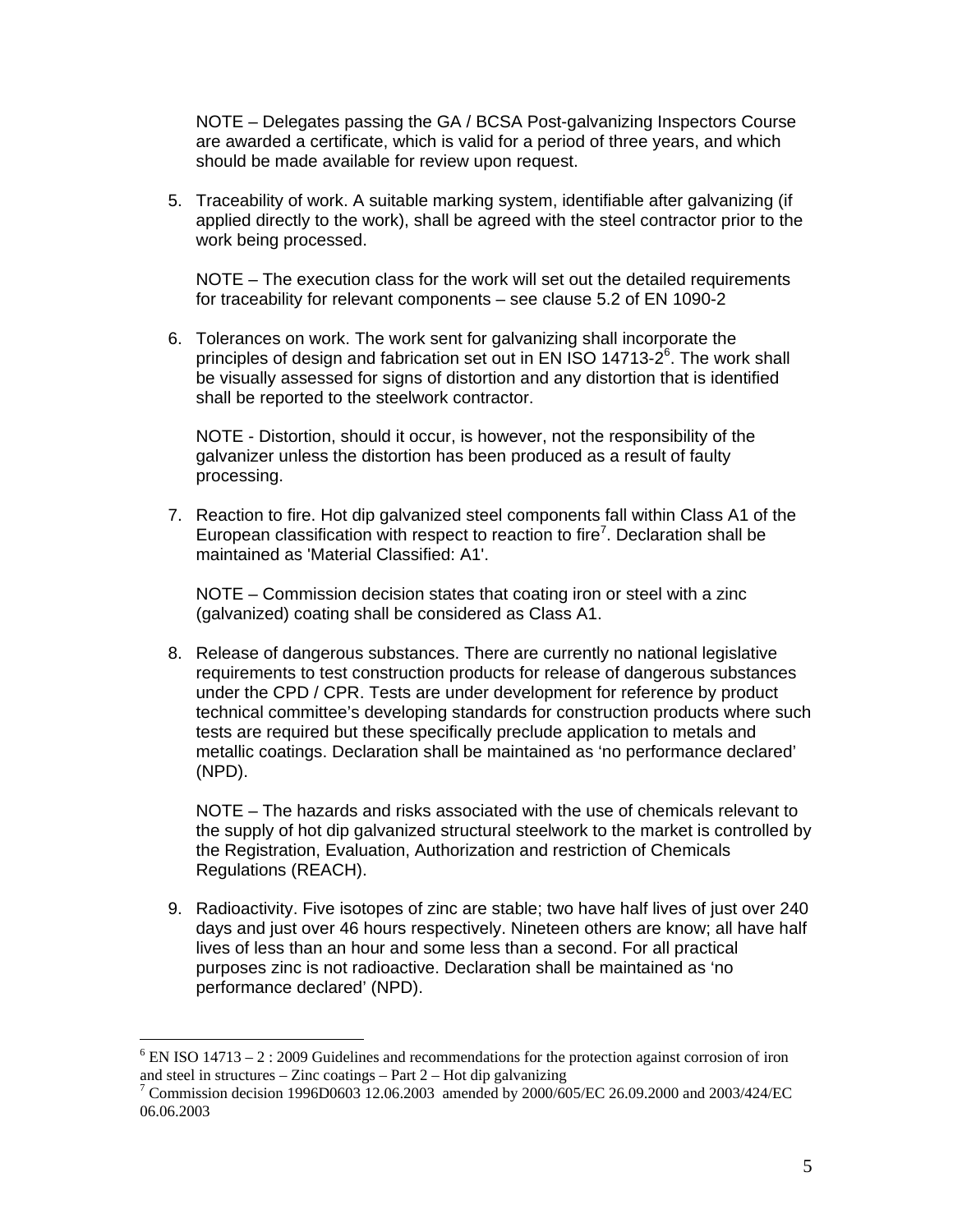NOTE – Delegates passing the GA / BCSA Post-galvanizing Inspectors Course are awarded a certificate, which is valid for a period of three years, and which should be made available for review upon request.

5. Traceability of work. A suitable marking system, identifiable after galvanizing (if applied directly to the work), shall be agreed with the steel contractor prior to the work being processed.

   NOTE – The execution class for the work will set out the detailed requirements for traceability for relevant components – see clause 5.2 of EN 1090-2

6. Tolerances on work. The work sent for galvanizing shall incorporate the principles of design and fabrication set out in EN ISO 14713-2[6]. The work shall be visually assessed for signs of distortion and any distortion that is identified shall be reported to the steelwork contractor.

   NOTE - Distortion, should it occur, is however, not the responsibility of the galvanizer unless the distortion has been produced as a result of faulty processing.

7. Reaction to fire. Hot dip galvanized steel components fall within Class A1 of the European classification with respect to reaction to fire[7]. Declaration shall be maintained as 'Material Classified: A1'.

   NOTE – Commission decision states that coating iron or steel with a zinc (galvanized) coating shall be considered as Class A1.

8. Release of dangerous substances. There are currently no national legislative requirements to test construction products for release of dangerous substances under the CPD / CPR. Tests are under development for reference by product technical committee's developing standards for construction products where such tests are required but these specifically preclude application to metals and metallic coatings. Declaration shall be maintained as 'no performance declared' (NPD).

   NOTE – The hazards and risks associated with the use of chemicals relevant to the supply of hot dip galvanized structural steelwork to the market is controlled by the Registration, Evaluation, Authorization and restriction of Chemicals Regulations (REACH).

9. Radioactivity. Five isotopes of zinc are stable; two have half lives of just over 240 days and just over 46 hours respectively. Nineteen others are know; all have half lives of less than an hour and some less than a second. For all practical purposes zinc is not radioactive. Declaration shall be maintained as 'no performance declared' (NPD).

---

[6] EN ISO 14713 – 2 : 2009 Guidelines and recommendations for the protection against corrosion of iron and steel in structures – Zinc coatings – Part 2 – Hot dip galvanizing

[7] Commission decision 1996D0603 12.06.2003 amended by 2000/605/EC 26.09.2000 and 2003/424/EC 06.06.2003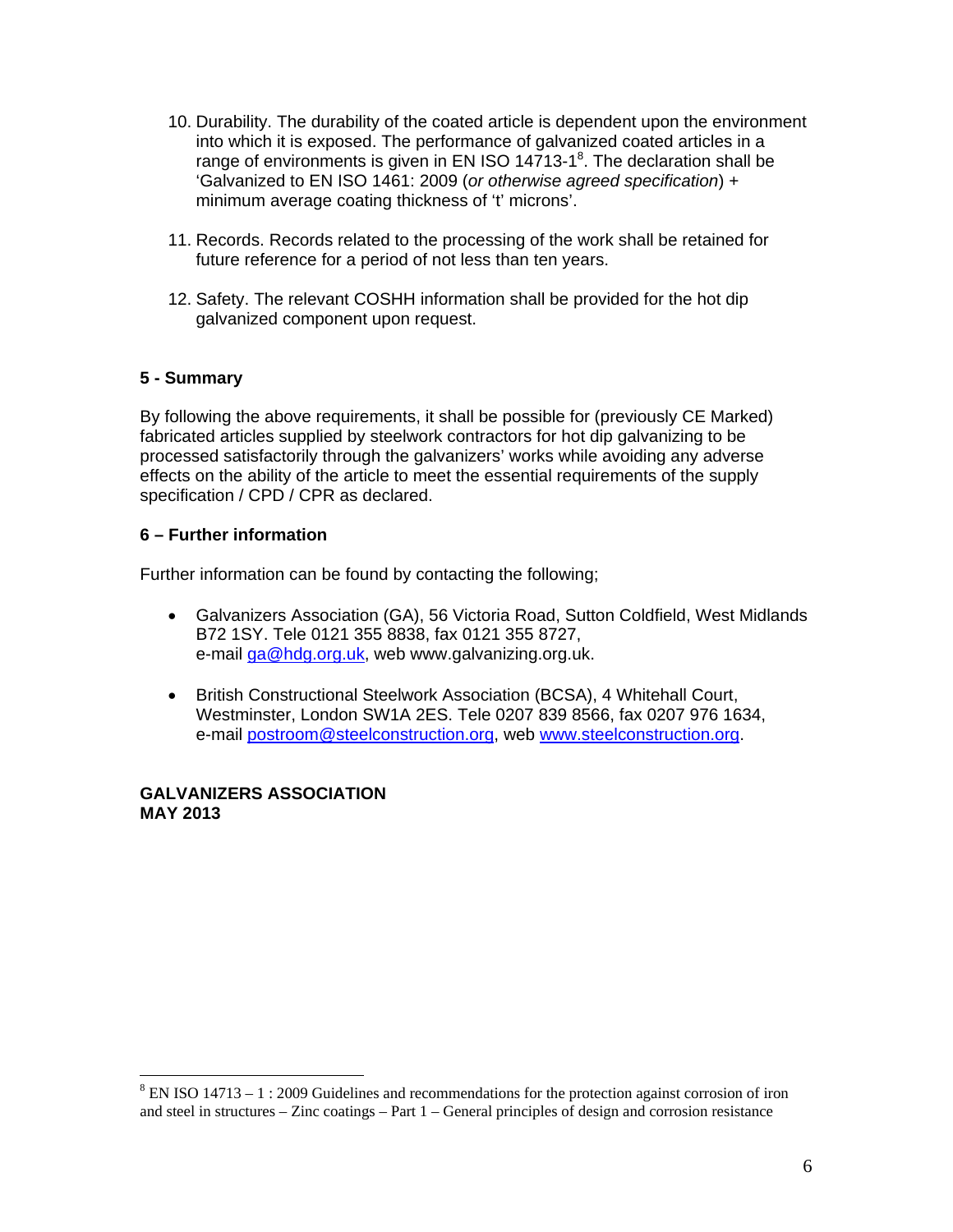10. Durability. The durability of the coated article is dependent upon the environment into which it is exposed. The performance of galvanized coated articles in a range of environments is given in EN ISO 14713-1[8]. The declaration shall be 'Galvanized to EN ISO 1461: 2009 (*or otherwise agreed specification*) + minimum average coating thickness of 't' microns'.

11. Records. Records related to the processing of the work shall be retained for future reference for a period of not less than ten years.

12. Safety. The relevant COSHH information shall be provided for the hot dip galvanized component upon request.

## 5 - Summary

By following the above requirements, it shall be possible for (previously CE Marked) fabricated articles supplied by steelwork contractors for hot dip galvanizing to be processed satisfactorily through the galvanizers' works while avoiding any adverse effects on the ability of the article to meet the essential requirements of the supply specification / CPD / CPR as declared.

## 6 – Further information

Further information can be found by contacting the following;

- Galvanizers Association (GA), 56 Victoria Road, Sutton Coldfield, West Midlands B72 1SY. Tele 0121 355 8838, fax 0121 355 8727, e-mail ga@hdg.org.uk, web www.galvanizing.org.uk.

- British Constructional Steelwork Association (BCSA), 4 Whitehall Court, Westminster, London SW1A 2ES. Tele 0207 839 8566, fax 0207 976 1634, e-mail postroom@steelconstruction.org, web www.steelconstruction.org.

**GALVANIZERS ASSOCIATION**
**MAY 2013**

---

[8] EN ISO 14713 – 1 : 2009 Guidelines and recommendations for the protection against corrosion of iron and steel in structures – Zinc coatings – Part 1 – General principles of design and corrosion resistance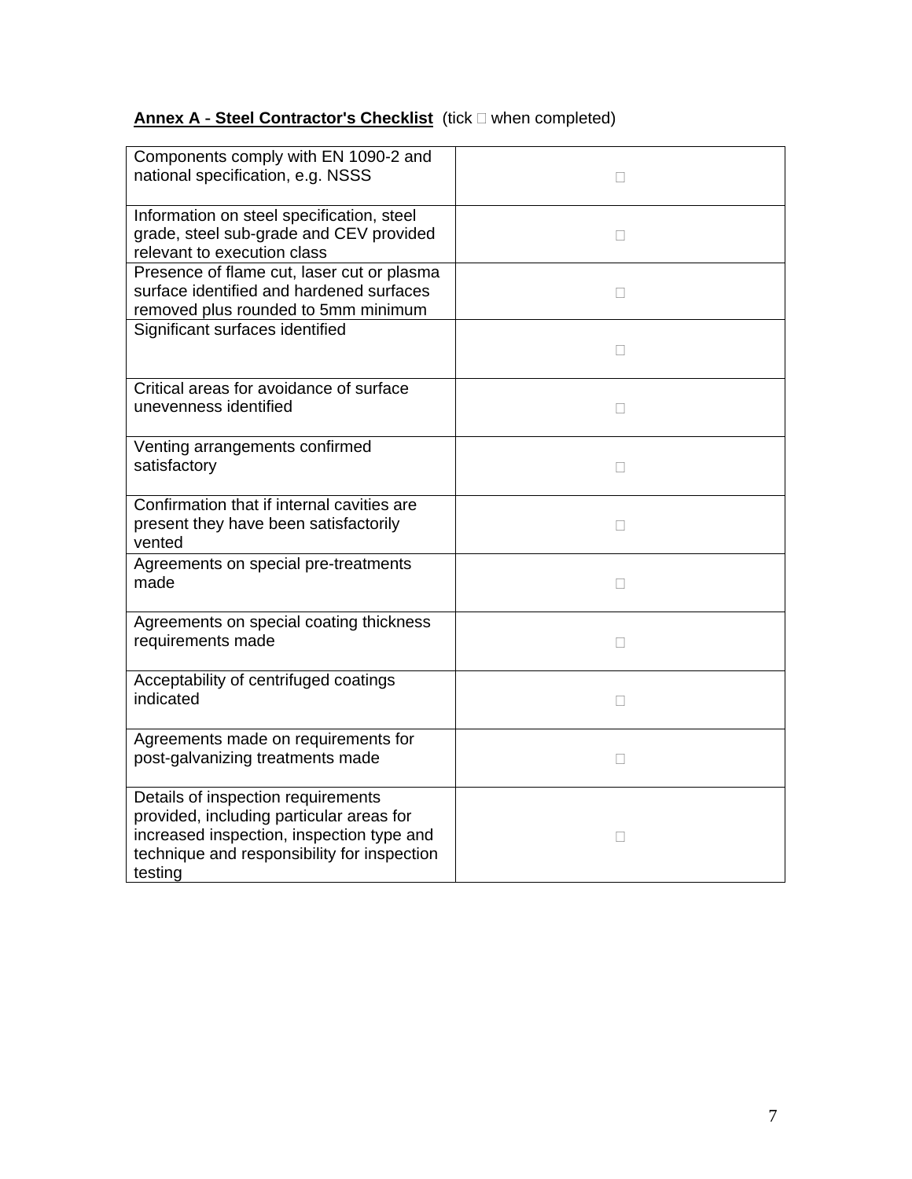**Annex A - Steel Contractor's Checklist** (tick □ when completed)

| | |
|---|---|
| Components comply with EN 1090-2 and national specification, e.g. NSSS | □ |
| Information on steel specification, steel grade, steel sub-grade and CEV provided relevant to execution class | □ |
| Presence of flame cut, laser cut or plasma surface identified and hardened surfaces removed plus rounded to 5mm minimum | □ |
| Significant surfaces identified | □ |
| Critical areas for avoidance of surface unevenness identified | □ |
| Venting arrangements confirmed satisfactory | □ |
| Confirmation that if internal cavities are present they have been satisfactorily vented | □ |
| Agreements on special pre-treatments made | □ |
| Agreements on special coating thickness requirements made | □ |
| Acceptability of centrifuged coatings indicated | □ |
| Agreements made on requirements for post-galvanizing treatments made | □ |
| Details of inspection requirements provided, including particular areas for increased inspection, inspection type and technique and responsibility for inspection testing | □ |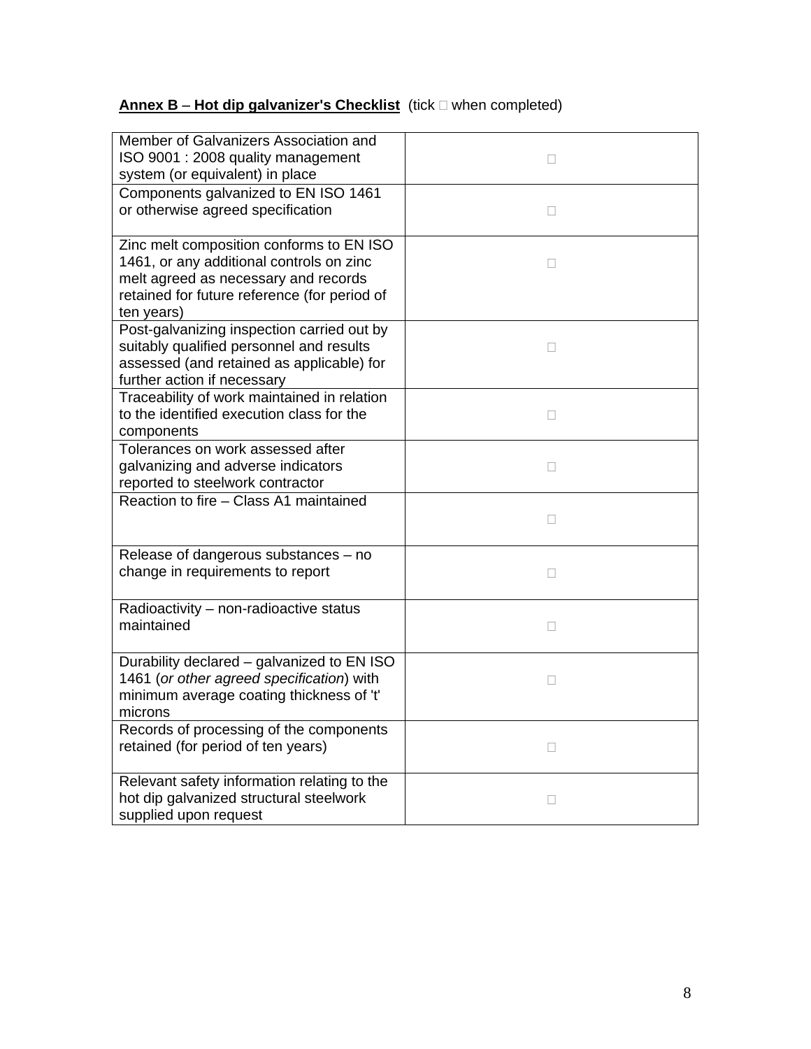**Annex B** – **Hot dip galvanizer's Checklist** (tick □ when completed)

| | |
|---|---|
| Member of Galvanizers Association and ISO 9001 : 2008 quality management system (or equivalent) in place | □ |
| Components galvanized to EN ISO 1461 or otherwise agreed specification | □ |
| Zinc melt composition conforms to EN ISO 1461, or any additional controls on zinc melt agreed as necessary and records retained for future reference (for period of ten years) | □ |
| Post-galvanizing inspection carried out by suitably qualified personnel and results assessed (and retained as applicable) for further action if necessary | □ |
| Traceability of work maintained in relation to the identified execution class for the components | □ |
| Tolerances on work assessed after galvanizing and adverse indicators reported to steelwork contractor | □ |
| Reaction to fire – Class A1 maintained | □ |
| Release of dangerous substances – no change in requirements to report | □ |
| Radioactivity – non-radioactive status maintained | □ |
| Durability declared – galvanized to EN ISO 1461 (*or other agreed specification*) with minimum average coating thickness of 't' microns | □ |
| Records of processing of the components retained (for period of ten years) | □ |
| Relevant safety information relating to the hot dip galvanized structural steelwork supplied upon request | □ |